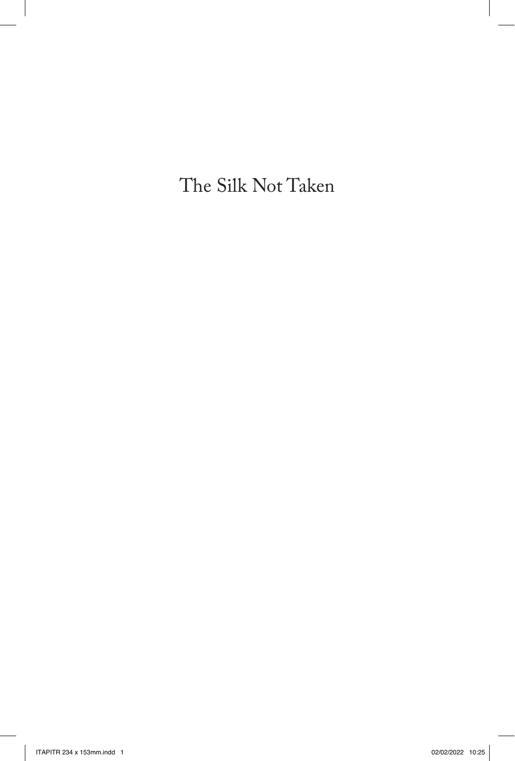# The Silk Not Taken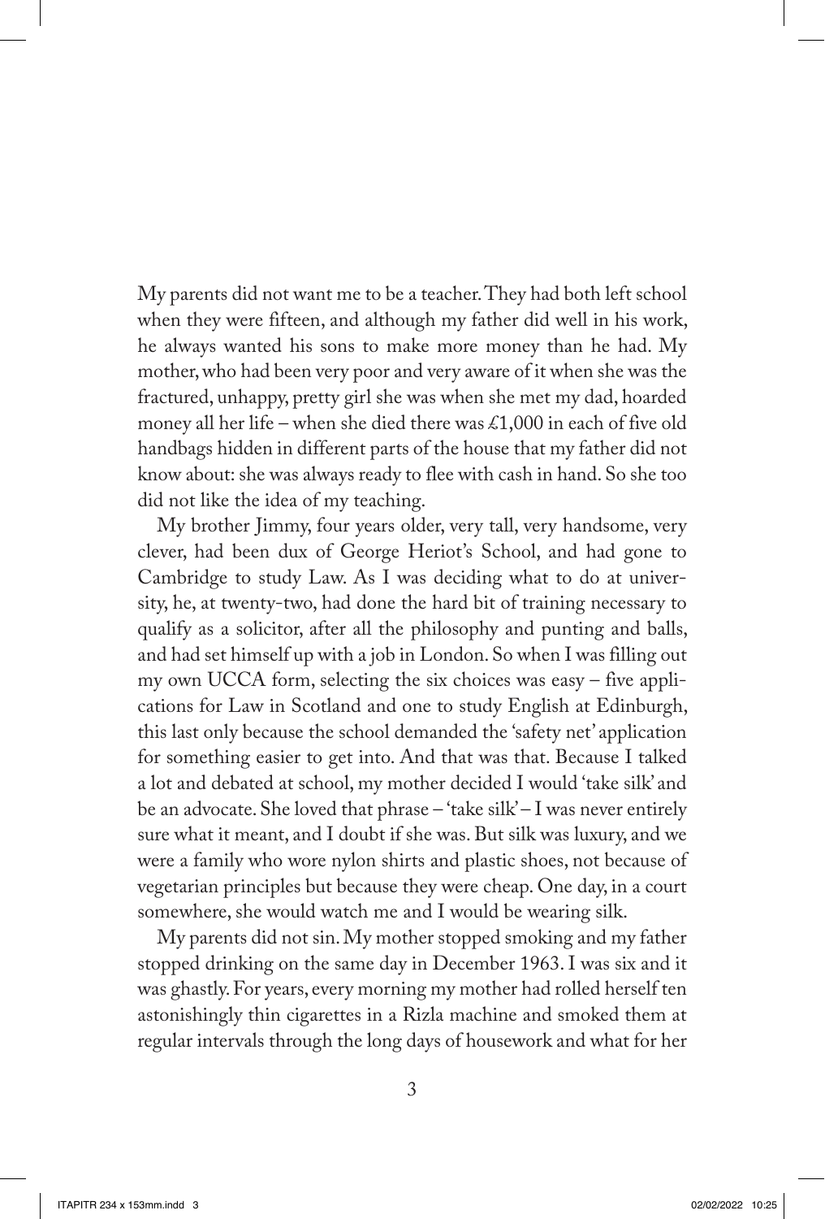My parents did not want me to be a teacher. They had both left school when they were fifteen, and although my father did well in his work, he always wanted his sons to make more money than he had. My mother, who had been very poor and very aware of it when she was the fractured, unhappy, pretty girl she was when she met my dad, hoarded money all her life – when she died there was £1,000 in each of five old handbags hidden in different parts of the house that my father did not know about: she was always ready to flee with cash in hand. So she too did not like the idea of my teaching.

My brother Jimmy, four years older, very tall, very handsome, very clever, had been dux of George Heriot's School, and had gone to Cambridge to study Law. As I was deciding what to do at university, he, at twenty-two, had done the hard bit of training necessary to qualify as a solicitor, after all the philosophy and punting and balls, and had set himself up with a job in London. So when I was filling out my own UCCA form, selecting the six choices was easy – five applications for Law in Scotland and one to study English at Edinburgh, this last only because the school demanded the 'safety net' application for something easier to get into. And that was that. Because I talked a lot and debated at school, my mother decided I would 'take silk' and be an advocate. She loved that phrase – 'take silk' – I was never entirely sure what it meant, and I doubt if she was. But silk was luxury, and we were a family who wore nylon shirts and plastic shoes, not because of vegetarian principles but because they were cheap. One day, in a court somewhere, she would watch me and I would be wearing silk.

My parents did not sin. My mother stopped smoking and my father stopped drinking on the same day in December 1963. I was six and it was ghastly. For years, every morning my mother had rolled herself ten astonishingly thin cigarettes in a Rizla machine and smoked them at regular intervals through the long days of housework and what for her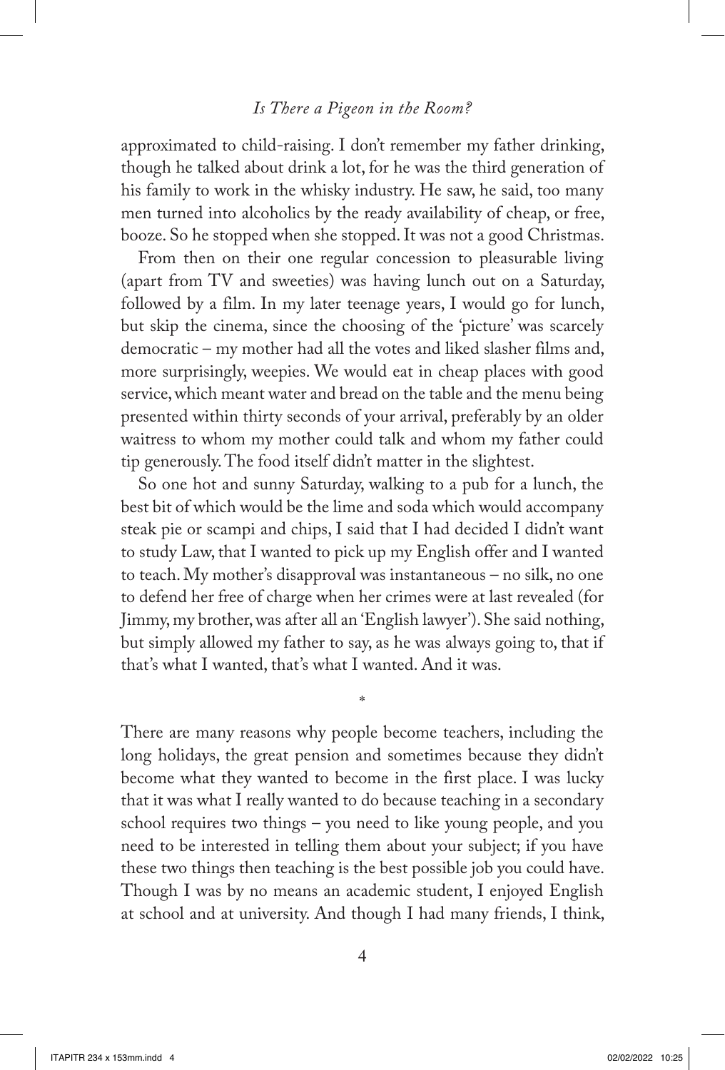approximated to child-raising. I don't remember my father drinking, though he talked about drink a lot, for he was the third generation of his family to work in the whisky industry. He saw, he said, too many men turned into alcoholics by the ready availability of cheap, or free, booze. So he stopped when she stopped. It was not a good Christmas.

From then on their one regular concession to pleasurable living (apart from TV and sweeties) was having lunch out on a Saturday, followed by a film. In my later teenage years, I would go for lunch, but skip the cinema, since the choosing of the 'picture' was scarcely democratic – my mother had all the votes and liked slasher films and, more surprisingly, weepies. We would eat in cheap places with good service, which meant water and bread on the table and the menu being presented within thirty seconds of your arrival, preferably by an older waitress to whom my mother could talk and whom my father could tip generously. The food itself didn't matter in the slightest.

So one hot and sunny Saturday, walking to a pub for a lunch, the best bit of which would be the lime and soda which would accompany steak pie or scampi and chips, I said that I had decided I didn't want to study Law, that I wanted to pick up my English offer and I wanted to teach. My mother's disapproval was instantaneous – no silk, no one to defend her free of charge when her crimes were at last revealed (for Jimmy, my brother, was after all an 'English lawyer'). She said nothing, but simply allowed my father to say, as he was always going to, that if that's what I wanted, that's what I wanted. And it was.

*

There are many reasons why people become teachers, including the long holidays, the great pension and sometimes because they didn't become what they wanted to become in the first place. I was lucky that it was what I really wanted to do because teaching in a secondary school requires two things – you need to like young people, and you need to be interested in telling them about your subject; if you have these two things then teaching is the best possible job you could have. Though I was by no means an academic student, I enjoyed English at school and at university. And though I had many friends, I think,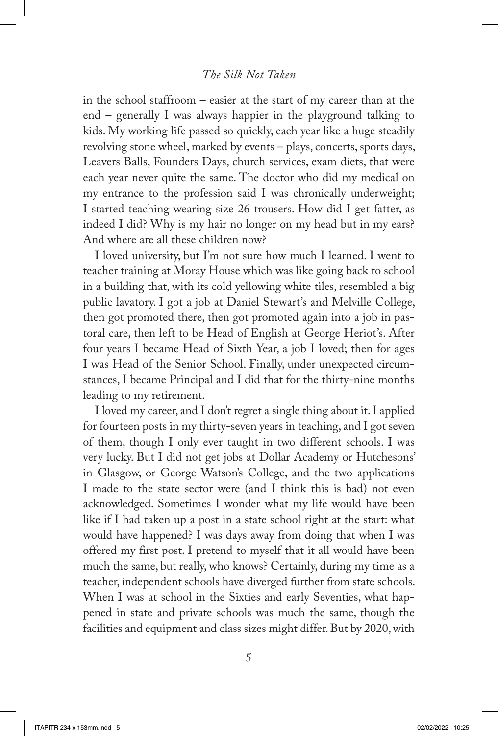in the school staffroom – easier at the start of my career than at the end – generally I was always happier in the playground talking to kids. My working life passed so quickly, each year like a huge steadily revolving stone wheel, marked by events – plays, concerts, sports days, Leavers Balls, Founders Days, church services, exam diets, that were each year never quite the same. The doctor who did my medical on my entrance to the profession said I was chronically underweight; I started teaching wearing size 26 trousers. How did I get fatter, as indeed I did? Why is my hair no longer on my head but in my ears? And where are all these children now?

I loved university, but I'm not sure how much I learned. I went to teacher training at Moray House which was like going back to school in a building that, with its cold yellowing white tiles, resembled a big public lavatory. I got a job at Daniel Stewart's and Melville College, then got promoted there, then got promoted again into a job in pastoral care, then left to be Head of English at George Heriot's. After four years I became Head of Sixth Year, a job I loved; then for ages I was Head of the Senior School. Finally, under unexpected circumstances, I became Principal and I did that for the thirty-nine months leading to my retirement.

I loved my career, and I don't regret a single thing about it. I applied for fourteen posts in my thirty-seven years in teaching, and I got seven of them, though I only ever taught in two different schools. I was very lucky. But I did not get jobs at Dollar Academy or Hutchesons' in Glasgow, or George Watson's College, and the two applications I made to the state sector were (and I think this is bad) not even acknowledged. Sometimes I wonder what my life would have been like if I had taken up a post in a state school right at the start: what would have happened? I was days away from doing that when I was offered my first post. I pretend to myself that it all would have been much the same, but really, who knows? Certainly, during my time as a teacher, independent schools have diverged further from state schools. When I was at school in the Sixties and early Seventies, what happened in state and private schools was much the same, though the facilities and equipment and class sizes might differ. But by 2020, with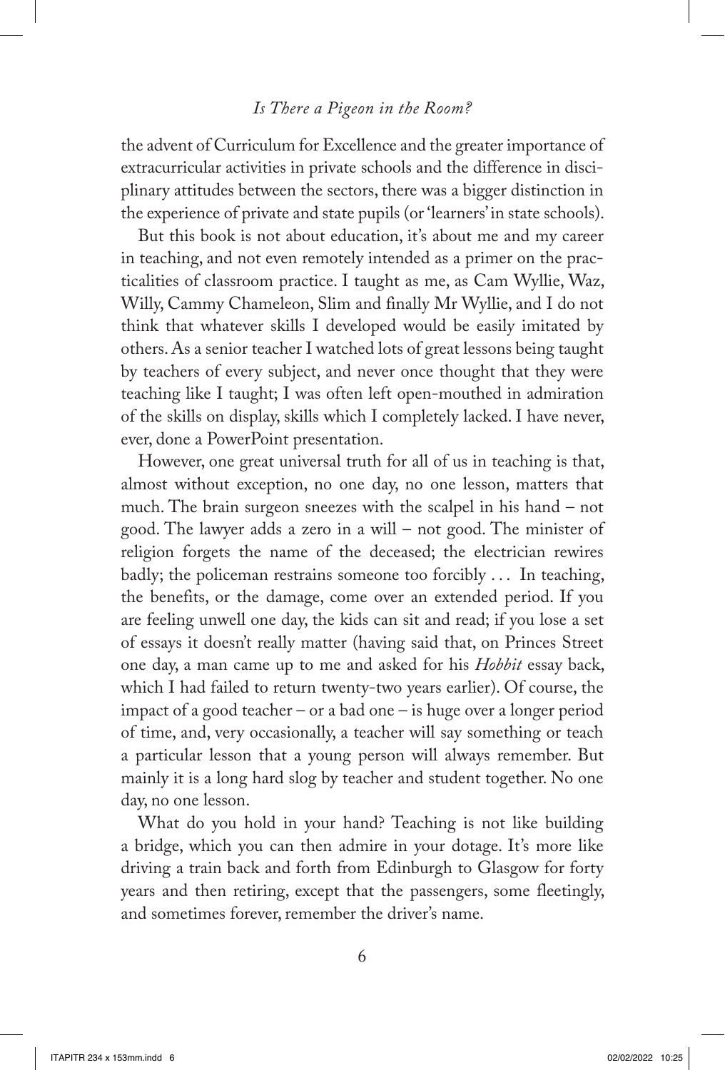the advent of Curriculum for Excellence and the greater importance of extracurricular activities in private schools and the difference in disciplinary attitudes between the sectors, there was a bigger distinction in the experience of private and state pupils (or 'learners' in state schools).

But this book is not about education, it's about me and my career in teaching, and not even remotely intended as a primer on the practicalities of classroom practice. I taught as me, as Cam Wyllie, Waz, Willy, Cammy Chameleon, Slim and finally Mr Wyllie, and I do not think that whatever skills I developed would be easily imitated by others. As a senior teacher I watched lots of great lessons being taught by teachers of every subject, and never once thought that they were teaching like I taught; I was often left open-mouthed in admiration of the skills on display, skills which I completely lacked. I have never, ever, done a PowerPoint presentation.

However, one great universal truth for all of us in teaching is that, almost without exception, no one day, no one lesson, matters that much. The brain surgeon sneezes with the scalpel in his hand – not good. The lawyer adds a zero in a will – not good. The minister of religion forgets the name of the deceased; the electrician rewires badly; the policeman restrains someone too forcibly . . . In teaching, the benefits, or the damage, come over an extended period. If you are feeling unwell one day, the kids can sit and read; if you lose a set of essays it doesn't really matter (having said that, on Princes Street one day, a man came up to me and asked for his *Hobbit* essay back, which I had failed to return twenty-two years earlier). Of course, the impact of a good teacher – or a bad one – is huge over a longer period of time, and, very occasionally, a teacher will say something or teach a particular lesson that a young person will always remember. But mainly it is a long hard slog by teacher and student together. No one day, no one lesson.

What do you hold in your hand? Teaching is not like building a bridge, which you can then admire in your dotage. It's more like driving a train back and forth from Edinburgh to Glasgow for forty years and then retiring, except that the passengers, some fleetingly, and sometimes forever, remember the driver's name.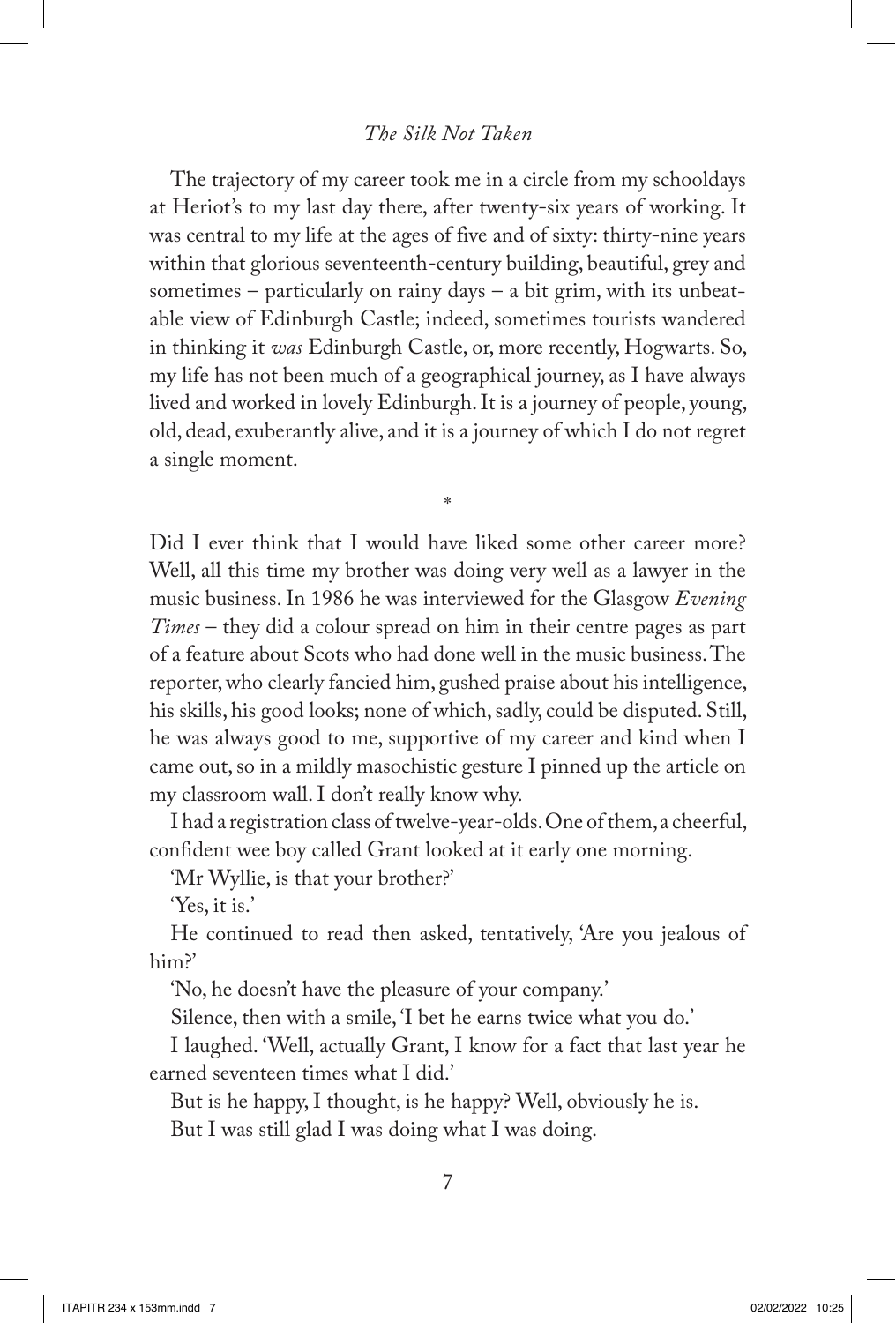The trajectory of my career took me in a circle from my schooldays at Heriot's to my last day there, after twenty-six years of working. It was central to my life at the ages of five and of sixty: thirty-nine years within that glorious seventeenth-century building, beautiful, grey and sometimes – particularly on rainy days – a bit grim, with its unbeatable view of Edinburgh Castle; indeed, sometimes tourists wandered in thinking it *was* Edinburgh Castle, or, more recently, Hogwarts. So, my life has not been much of a geographical journey, as I have always lived and worked in lovely Edinburgh. It is a journey of people, young, old, dead, exuberantly alive, and it is a journey of which I do not regret a single moment.

*

Did I ever think that I would have liked some other career more? Well, all this time my brother was doing very well as a lawyer in the music business. In 1986 he was interviewed for the Glasgow *Evening Times* – they did a colour spread on him in their centre pages as part of a feature about Scots who had done well in the music business. The reporter, who clearly fancied him, gushed praise about his intelligence, his skills, his good looks; none of which, sadly, could be disputed. Still, he was always good to me, supportive of my career and kind when I came out, so in a mildly masochistic gesture I pinned up the article on my classroom wall. I don't really know why.

I had a registration class of twelve-year-olds. One of them, a cheerful, confident wee boy called Grant looked at it early one morning.

'Mr Wyllie, is that your brother?'

'Yes, it is.'

He continued to read then asked, tentatively, 'Are you jealous of him?'

'No, he doesn't have the pleasure of your company.'

Silence, then with a smile, 'I bet he earns twice what you do.'

I laughed. 'Well, actually Grant, I know for a fact that last year he earned seventeen times what I did.'

But is he happy, I thought, is he happy? Well, obviously he is.

But I was still glad I was doing what I was doing.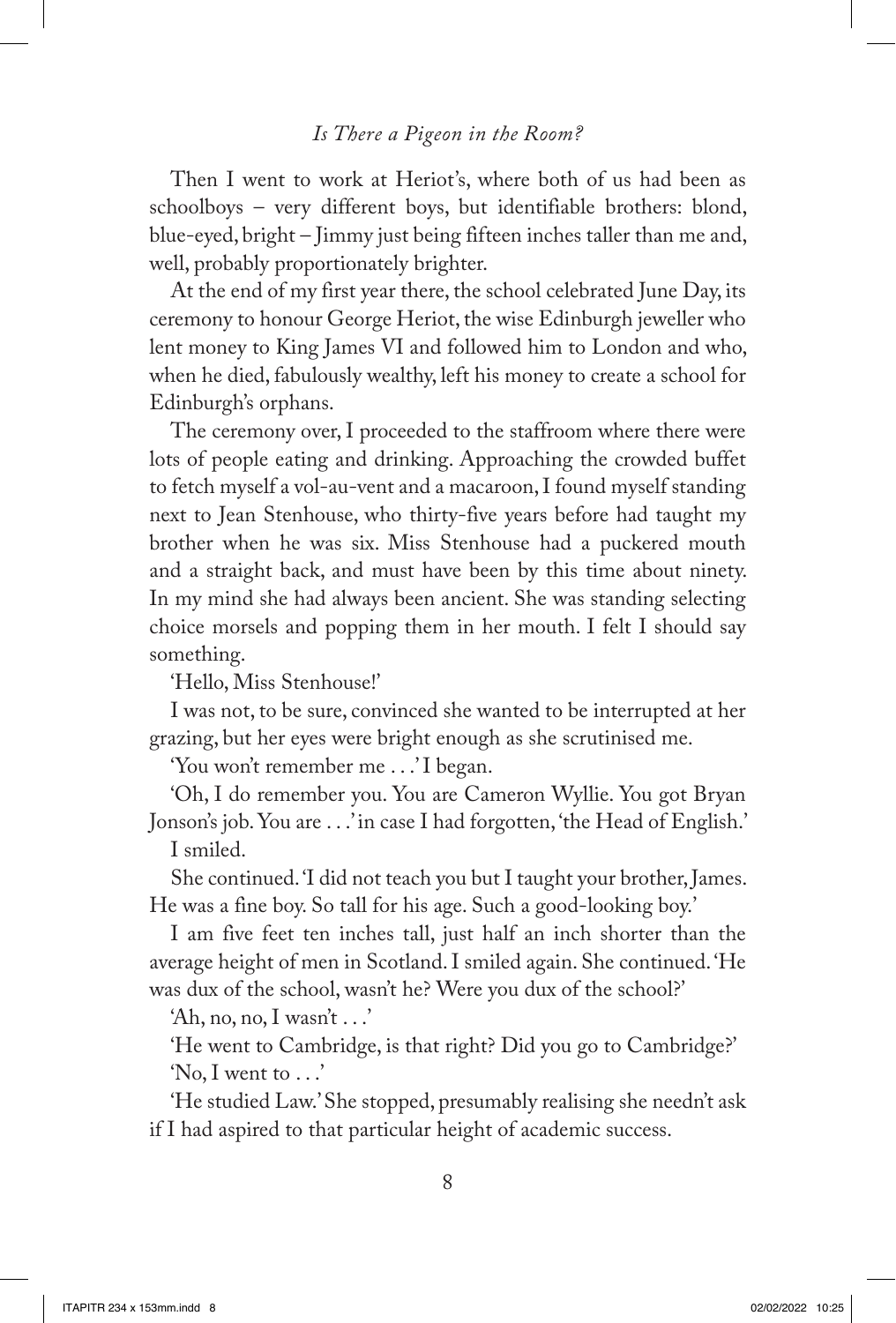Then I went to work at Heriot's, where both of us had been as schoolboys – very different boys, but identifiable brothers: blond, blue-eyed, bright – Jimmy just being fifteen inches taller than me and, well, probably proportionately brighter.

At the end of my first year there, the school celebrated June Day, its ceremony to honour George Heriot, the wise Edinburgh jeweller who lent money to King James VI and followed him to London and who, when he died, fabulously wealthy, left his money to create a school for Edinburgh's orphans.

The ceremony over, I proceeded to the staffroom where there were lots of people eating and drinking. Approaching the crowded buffet to fetch myself a vol-au-vent and a macaroon, I found myself standing next to Jean Stenhouse, who thirty-five years before had taught my brother when he was six. Miss Stenhouse had a puckered mouth and a straight back, and must have been by this time about ninety. In my mind she had always been ancient. She was standing selecting choice morsels and popping them in her mouth. I felt I should say something.

'Hello, Miss Stenhouse!'

I was not, to be sure, convinced she wanted to be interrupted at her grazing, but her eyes were bright enough as she scrutinised me.

'You won't remember me . . .' I began.

'Oh, I do remember you. You are Cameron Wyllie. You got Bryan Jonson's job. You are . . .' in case I had forgotten, 'the Head of English.'

I smiled.

She continued. 'I did not teach you but I taught your brother, James. He was a fine boy. So tall for his age. Such a good-looking boy.'

I am five feet ten inches tall, just half an inch shorter than the average height of men in Scotland. I smiled again. She continued. 'He was dux of the school, wasn't he? Were you dux of the school?'

'Ah, no, no, I wasn't . . .'

'He went to Cambridge, is that right? Did you go to Cambridge?'

'No, I went to . . .'

'He studied Law.' She stopped, presumably realising she needn't ask if I had aspired to that particular height of academic success.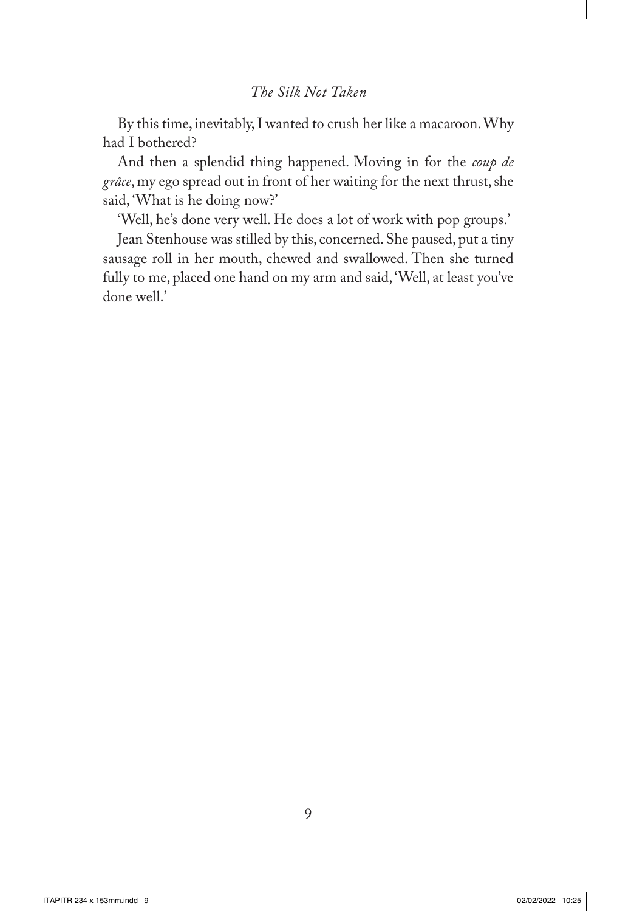By this time, inevitably, I wanted to crush her like a macaroon. Why had I bothered?

And then a splendid thing happened. Moving in for the *coup de grâce*, my ego spread out in front of her waiting for the next thrust, she said, 'What is he doing now?'

'Well, he's done very well. He does a lot of work with pop groups.'

Jean Stenhouse was stilled by this, concerned. She paused, put a tiny sausage roll in her mouth, chewed and swallowed. Then she turned fully to me, placed one hand on my arm and said, 'Well, at least you've done well.'